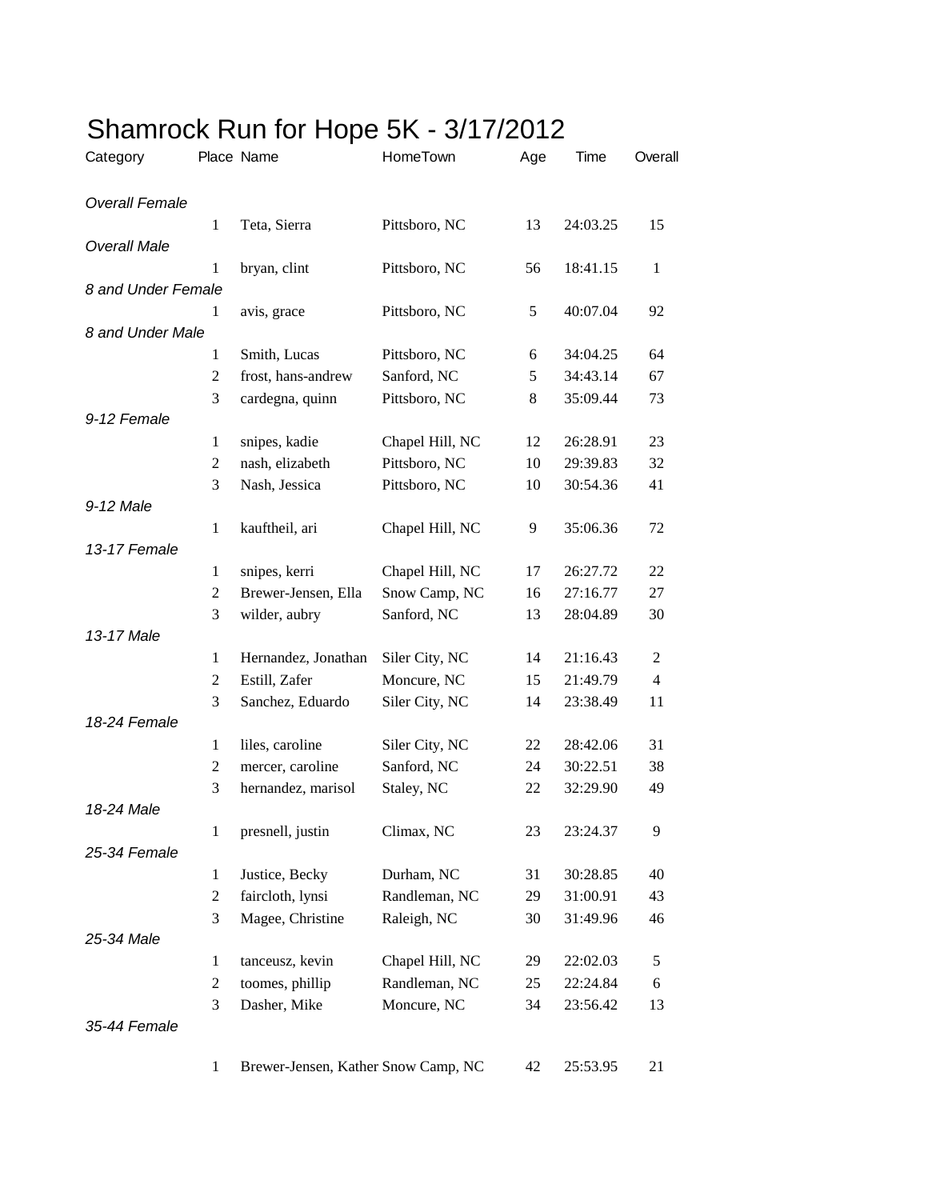# Shamrock Run for Hope 5K - 3/17/2012

| Category | Place | Name | HomeTown | Age | Time | Overall |
|---|---|---|---|---|---|---|
| *Overall Female* | | | | | | |
| | 1 | Teta, Sierra | Pittsboro, NC | 13 | 24:03.25 | 15 |
| *Overall Male* | | | | | | |
| | 1 | bryan, clint | Pittsboro, NC | 56 | 18:41.15 | 1 |
| *8 and Under Female* | | | | | | |
| | 1 | avis, grace | Pittsboro, NC | 5 | 40:07.04 | 92 |
| *8 and Under Male* | | | | | | |
| | 1 | Smith, Lucas | Pittsboro, NC | 6 | 34:04.25 | 64 |
| | 2 | frost, hans-andrew | Sanford, NC | 5 | 34:43.14 | 67 |
| | 3 | cardegna, quinn | Pittsboro, NC | 8 | 35:09.44 | 73 |
| *9-12 Female* | | | | | | |
| | 1 | snipes, kadie | Chapel Hill, NC | 12 | 26:28.91 | 23 |
| | 2 | nash, elizabeth | Pittsboro, NC | 10 | 29:39.83 | 32 |
| | 3 | Nash, Jessica | Pittsboro, NC | 10 | 30:54.36 | 41 |
| *9-12 Male* | | | | | | |
| | 1 | kauftheil, ari | Chapel Hill, NC | 9 | 35:06.36 | 72 |
| *13-17 Female* | | | | | | |
| | 1 | snipes, kerri | Chapel Hill, NC | 17 | 26:27.72 | 22 |
| | 2 | Brewer-Jensen, Ella | Snow Camp, NC | 16 | 27:16.77 | 27 |
| | 3 | wilder, aubry | Sanford, NC | 13 | 28:04.89 | 30 |
| *13-17 Male* | | | | | | |
| | 1 | Hernandez, Jonathan | Siler City, NC | 14 | 21:16.43 | 2 |
| | 2 | Estill, Zafer | Moncure, NC | 15 | 21:49.79 | 4 |
| | 3 | Sanchez, Eduardo | Siler City, NC | 14 | 23:38.49 | 11 |
| *18-24 Female* | | | | | | |
| | 1 | liles, caroline | Siler City, NC | 22 | 28:42.06 | 31 |
| | 2 | mercer, caroline | Sanford, NC | 24 | 30:22.51 | 38 |
| | 3 | hernandez, marisol | Staley, NC | 22 | 32:29.90 | 49 |
| *18-24 Male* | | | | | | |
| | 1 | presnell, justin | Climax, NC | 23 | 23:24.37 | 9 |
| *25-34 Female* | | | | | | |
| | 1 | Justice, Becky | Durham, NC | 31 | 30:28.85 | 40 |
| | 2 | faircloth, lynsi | Randleman, NC | 29 | 31:00.91 | 43 |
| | 3 | Magee, Christine | Raleigh, NC | 30 | 31:49.96 | 46 |
| *25-34 Male* | | | | | | |
| | 1 | tanceusz, kevin | Chapel Hill, NC | 29 | 22:02.03 | 5 |
| | 2 | toomes, phillip | Randleman, NC | 25 | 22:24.84 | 6 |
| | 3 | Dasher, Mike | Moncure, NC | 34 | 23:56.42 | 13 |
| *35-44 Female* | | | | | | |
| | 1 | Brewer-Jensen, Kather | Snow Camp, NC | 42 | 25:53.95 | 21 |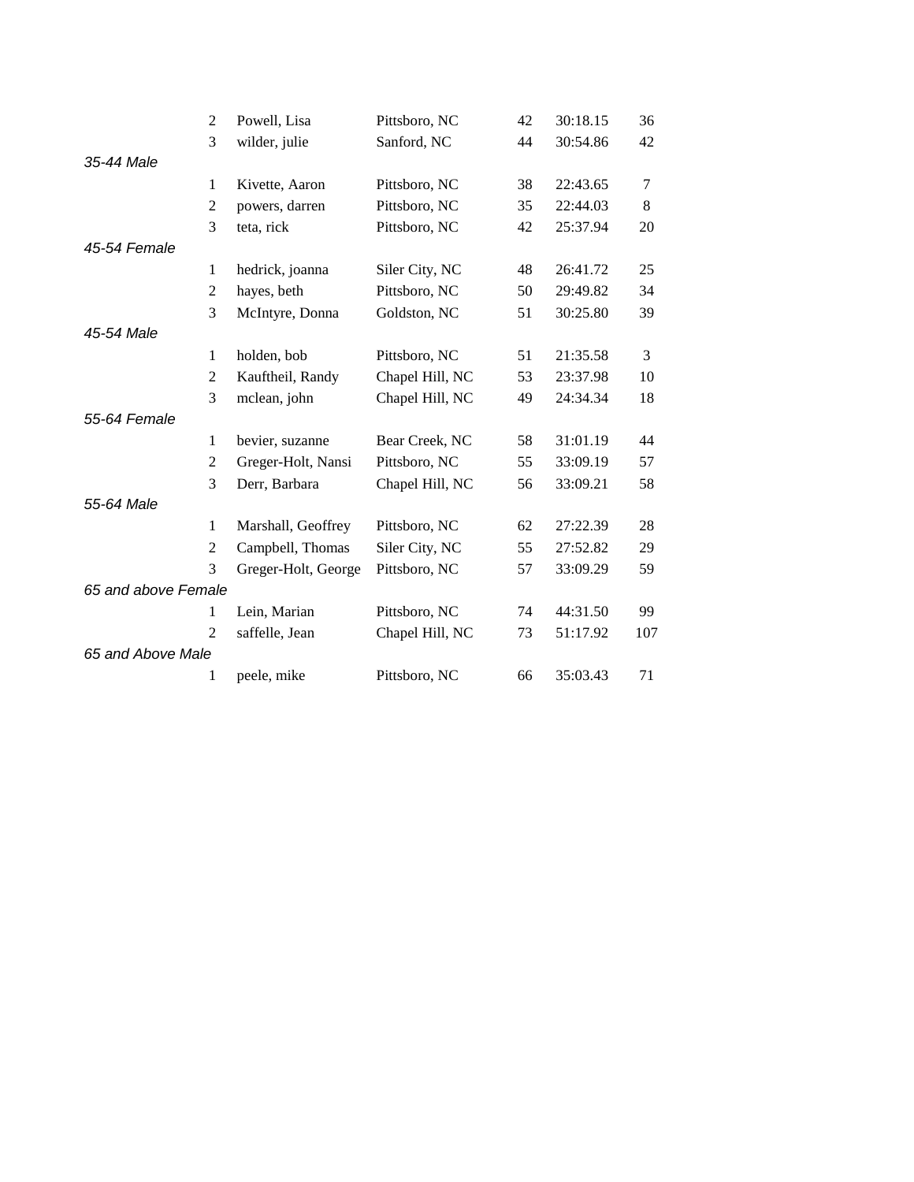| | | | | | |
|---|---|---|---|---|---|
| 2 | Powell, Lisa | Pittsboro, NC | 42 | 30:18.15 | 36 |
| 3 | wilder, julie | Sanford, NC | 44 | 30:54.86 | 42 |

*35-44 Male*

| | | | | | |
|---|---|---|---|---|---|
| 1 | Kivette, Aaron | Pittsboro, NC | 38 | 22:43.65 | 7 |
| 2 | powers, darren | Pittsboro, NC | 35 | 22:44.03 | 8 |
| 3 | teta, rick | Pittsboro, NC | 42 | 25:37.94 | 20 |

*45-54 Female*

| | | | | | |
|---|---|---|---|---|---|
| 1 | hedrick, joanna | Siler City, NC | 48 | 26:41.72 | 25 |
| 2 | hayes, beth | Pittsboro, NC | 50 | 29:49.82 | 34 |
| 3 | McIntyre, Donna | Goldston, NC | 51 | 30:25.80 | 39 |

*45-54 Male*

| | | | | | |
|---|---|---|---|---|---|
| 1 | holden, bob | Pittsboro, NC | 51 | 21:35.58 | 3 |
| 2 | Kauftheil, Randy | Chapel Hill, NC | 53 | 23:37.98 | 10 |
| 3 | mclean, john | Chapel Hill, NC | 49 | 24:34.34 | 18 |

*55-64 Female*

| | | | | | |
|---|---|---|---|---|---|
| 1 | bevier, suzanne | Bear Creek, NC | 58 | 31:01.19 | 44 |
| 2 | Greger-Holt, Nansi | Pittsboro, NC | 55 | 33:09.19 | 57 |
| 3 | Derr, Barbara | Chapel Hill, NC | 56 | 33:09.21 | 58 |

*55-64 Male*

| | | | | | |
|---|---|---|---|---|---|
| 1 | Marshall, Geoffrey | Pittsboro, NC | 62 | 27:22.39 | 28 |
| 2 | Campbell, Thomas | Siler City, NC | 55 | 27:52.82 | 29 |
| 3 | Greger-Holt, George | Pittsboro, NC | 57 | 33:09.29 | 59 |

*65 and above Female*

| | | | | | |
|---|---|---|---|---|---|
| 1 | Lein, Marian | Pittsboro, NC | 74 | 44:31.50 | 99 |
| 2 | saffelle, Jean | Chapel Hill, NC | 73 | 51:17.92 | 107 |

*65 and Above Male*

| | | | | | |
|---|---|---|---|---|---|
| 1 | peele, mike | Pittsboro, NC | 66 | 35:03.43 | 71 |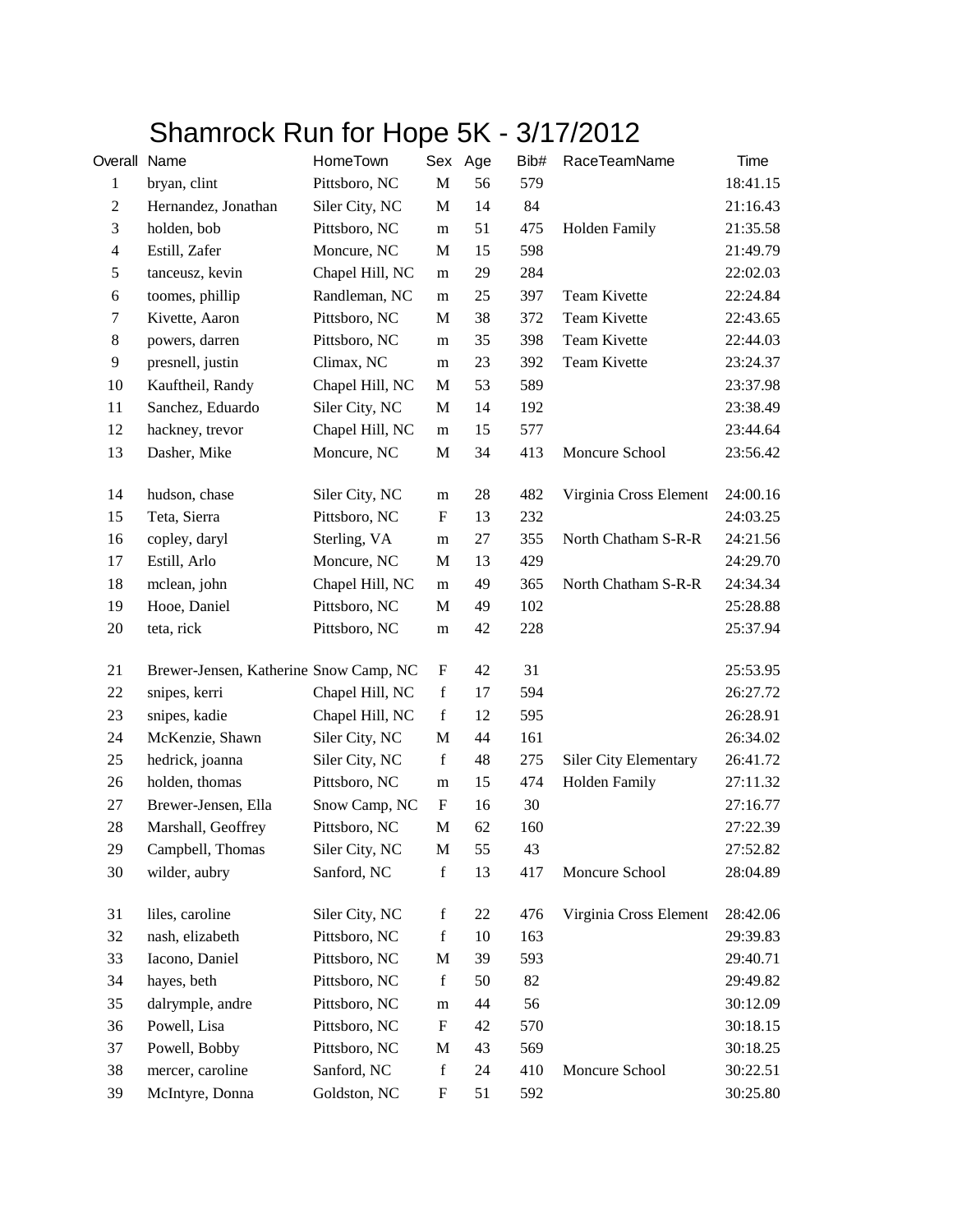# Shamrock Run for Hope 5K - 3/17/2012

| Overall | Name | HomeTown | Sex | Age | Bib# | RaceTeamName | Time |
|---|---|---|---|---|---|---|---|
| 1 | bryan, clint | Pittsboro, NC | M | 56 | 579 | | 18:41.15 |
| 2 | Hernandez, Jonathan | Siler City, NC | M | 14 | 84 | | 21:16.43 |
| 3 | holden, bob | Pittsboro, NC | m | 51 | 475 | Holden Family | 21:35.58 |
| 4 | Estill, Zafer | Moncure, NC | M | 15 | 598 | | 21:49.79 |
| 5 | tanceusz, kevin | Chapel Hill, NC | m | 29 | 284 | | 22:02.03 |
| 6 | toomes, phillip | Randleman, NC | m | 25 | 397 | Team Kivette | 22:24.84 |
| 7 | Kivette, Aaron | Pittsboro, NC | M | 38 | 372 | Team Kivette | 22:43.65 |
| 8 | powers, darren | Pittsboro, NC | m | 35 | 398 | Team Kivette | 22:44.03 |
| 9 | presnell, justin | Climax, NC | m | 23 | 392 | Team Kivette | 23:24.37 |
| 10 | Kauftheil, Randy | Chapel Hill, NC | M | 53 | 589 | | 23:37.98 |
| 11 | Sanchez, Eduardo | Siler City, NC | M | 14 | 192 | | 23:38.49 |
| 12 | hackney, trevor | Chapel Hill, NC | m | 15 | 577 | | 23:44.64 |
| 13 | Dasher, Mike | Moncure, NC | M | 34 | 413 | Moncure School | 23:56.42 |
| 14 | hudson, chase | Siler City, NC | m | 28 | 482 | Virginia Cross Element | 24:00.16 |
| 15 | Teta, Sierra | Pittsboro, NC | F | 13 | 232 | | 24:03.25 |
| 16 | copley, daryl | Sterling, VA | m | 27 | 355 | North Chatham S-R-R | 24:21.56 |
| 17 | Estill, Arlo | Moncure, NC | M | 13 | 429 | | 24:29.70 |
| 18 | mclean, john | Chapel Hill, NC | m | 49 | 365 | North Chatham S-R-R | 24:34.34 |
| 19 | Hooe, Daniel | Pittsboro, NC | M | 49 | 102 | | 25:28.88 |
| 20 | teta, rick | Pittsboro, NC | m | 42 | 228 | | 25:37.94 |
| 21 | Brewer-Jensen, Katherine | Snow Camp, NC | F | 42 | 31 | | 25:53.95 |
| 22 | snipes, kerri | Chapel Hill, NC | f | 17 | 594 | | 26:27.72 |
| 23 | snipes, kadie | Chapel Hill, NC | f | 12 | 595 | | 26:28.91 |
| 24 | McKenzie, Shawn | Siler City, NC | M | 44 | 161 | | 26:34.02 |
| 25 | hedrick, joanna | Siler City, NC | f | 48 | 275 | Siler City Elementary | 26:41.72 |
| 26 | holden, thomas | Pittsboro, NC | m | 15 | 474 | Holden Family | 27:11.32 |
| 27 | Brewer-Jensen, Ella | Snow Camp, NC | F | 16 | 30 | | 27:16.77 |
| 28 | Marshall, Geoffrey | Pittsboro, NC | M | 62 | 160 | | 27:22.39 |
| 29 | Campbell, Thomas | Siler City, NC | M | 55 | 43 | | 27:52.82 |
| 30 | wilder, aubry | Sanford, NC | f | 13 | 417 | Moncure School | 28:04.89 |
| 31 | liles, caroline | Siler City, NC | f | 22 | 476 | Virginia Cross Element | 28:42.06 |
| 32 | nash, elizabeth | Pittsboro, NC | f | 10 | 163 | | 29:39.83 |
| 33 | Iacono, Daniel | Pittsboro, NC | M | 39 | 593 | | 29:40.71 |
| 34 | hayes, beth | Pittsboro, NC | f | 50 | 82 | | 29:49.82 |
| 35 | dalrymple, andre | Pittsboro, NC | m | 44 | 56 | | 30:12.09 |
| 36 | Powell, Lisa | Pittsboro, NC | F | 42 | 570 | | 30:18.15 |
| 37 | Powell, Bobby | Pittsboro, NC | M | 43 | 569 | | 30:18.25 |
| 38 | mercer, caroline | Sanford, NC | f | 24 | 410 | Moncure School | 30:22.51 |
| 39 | McIntyre, Donna | Goldston, NC | F | 51 | 592 | | 30:25.80 |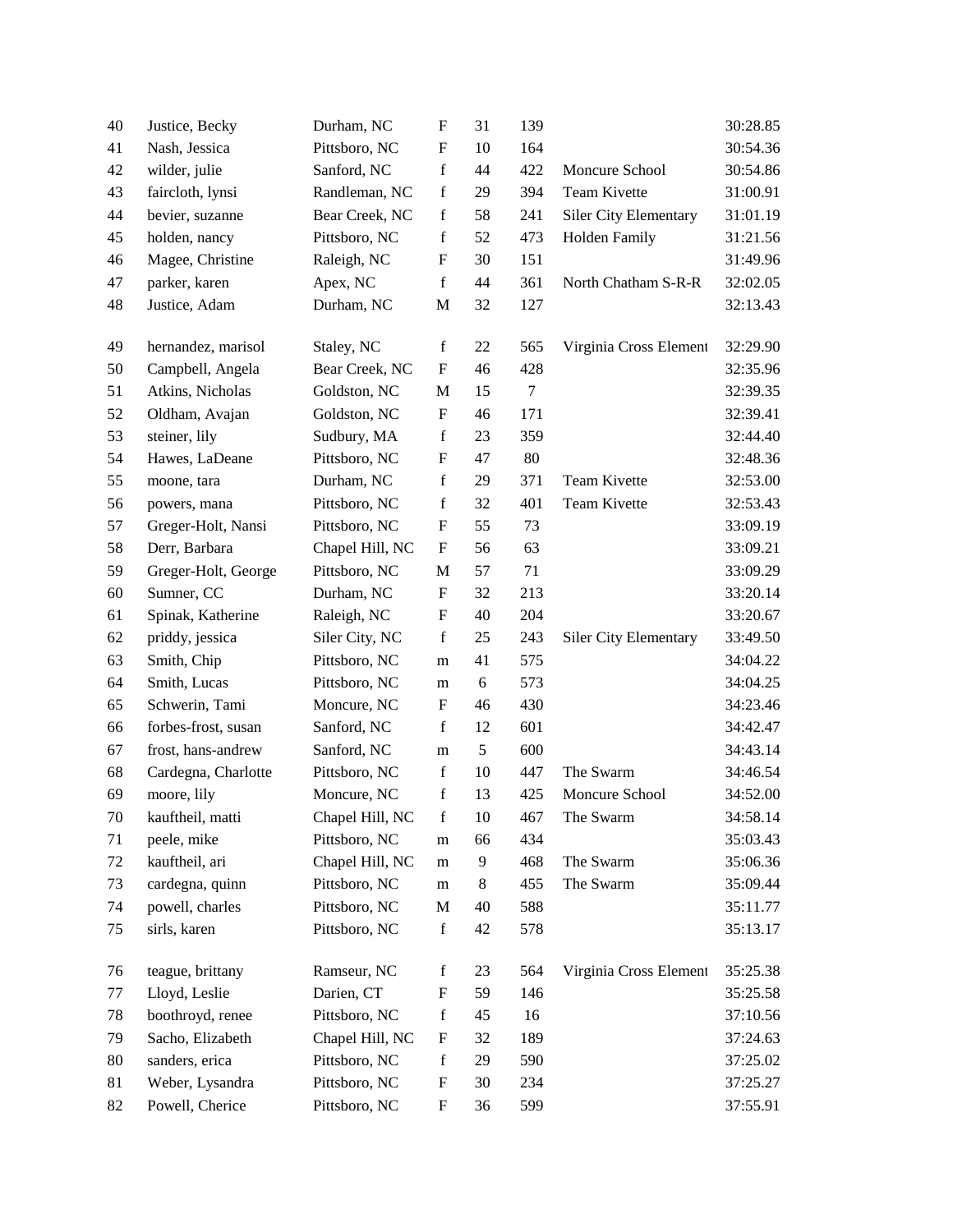| | | | | | | | |
|---|---|---|---|---|---|---|---|
| 40 | Justice, Becky | Durham, NC | F | 31 | 139 | | 30:28.85 |
| 41 | Nash, Jessica | Pittsboro, NC | F | 10 | 164 | | 30:54.36 |
| 42 | wilder, julie | Sanford, NC | f | 44 | 422 | Moncure School | 30:54.86 |
| 43 | faircloth, lynsi | Randleman, NC | f | 29 | 394 | Team Kivette | 31:00.91 |
| 44 | bevier, suzanne | Bear Creek, NC | f | 58 | 241 | Siler City Elementary | 31:01.19 |
| 45 | holden, nancy | Pittsboro, NC | f | 52 | 473 | Holden Family | 31:21.56 |
| 46 | Magee, Christine | Raleigh, NC | F | 30 | 151 | | 31:49.96 |
| 47 | parker, karen | Apex, NC | f | 44 | 361 | North Chatham S-R-R | 32:02.05 |
| 48 | Justice, Adam | Durham, NC | M | 32 | 127 | | 32:13.43 |
| 49 | hernandez, marisol | Staley, NC | f | 22 | 565 | Virginia Cross Element | 32:29.90 |
| 50 | Campbell, Angela | Bear Creek, NC | F | 46 | 428 | | 32:35.96 |
| 51 | Atkins, Nicholas | Goldston, NC | M | 15 | 7 | | 32:39.35 |
| 52 | Oldham, Avajan | Goldston, NC | F | 46 | 171 | | 32:39.41 |
| 53 | steiner, lily | Sudbury, MA | f | 23 | 359 | | 32:44.40 |
| 54 | Hawes, LaDeane | Pittsboro, NC | F | 47 | 80 | | 32:48.36 |
| 55 | moone, tara | Durham, NC | f | 29 | 371 | Team Kivette | 32:53.00 |
| 56 | powers, mana | Pittsboro, NC | f | 32 | 401 | Team Kivette | 32:53.43 |
| 57 | Greger-Holt, Nansi | Pittsboro, NC | F | 55 | 73 | | 33:09.19 |
| 58 | Derr, Barbara | Chapel Hill, NC | F | 56 | 63 | | 33:09.21 |
| 59 | Greger-Holt, George | Pittsboro, NC | M | 57 | 71 | | 33:09.29 |
| 60 | Sumner, CC | Durham, NC | F | 32 | 213 | | 33:20.14 |
| 61 | Spinak, Katherine | Raleigh, NC | F | 40 | 204 | | 33:20.67 |
| 62 | priddy, jessica | Siler City, NC | f | 25 | 243 | Siler City Elementary | 33:49.50 |
| 63 | Smith, Chip | Pittsboro, NC | m | 41 | 575 | | 34:04.22 |
| 64 | Smith, Lucas | Pittsboro, NC | m | 6 | 573 | | 34:04.25 |
| 65 | Schwerin, Tami | Moncure, NC | F | 46 | 430 | | 34:23.46 |
| 66 | forbes-frost, susan | Sanford, NC | f | 12 | 601 | | 34:42.47 |
| 67 | frost, hans-andrew | Sanford, NC | m | 5 | 600 | | 34:43.14 |
| 68 | Cardegna, Charlotte | Pittsboro, NC | f | 10 | 447 | The Swarm | 34:46.54 |
| 69 | moore, lily | Moncure, NC | f | 13 | 425 | Moncure School | 34:52.00 |
| 70 | kauftheil, matti | Chapel Hill, NC | f | 10 | 467 | The Swarm | 34:58.14 |
| 71 | peele, mike | Pittsboro, NC | m | 66 | 434 | | 35:03.43 |
| 72 | kauftheil, ari | Chapel Hill, NC | m | 9 | 468 | The Swarm | 35:06.36 |
| 73 | cardegna, quinn | Pittsboro, NC | m | 8 | 455 | The Swarm | 35:09.44 |
| 74 | powell, charles | Pittsboro, NC | M | 40 | 588 | | 35:11.77 |
| 75 | sirls, karen | Pittsboro, NC | f | 42 | 578 | | 35:13.17 |
| 76 | teague, brittany | Ramseur, NC | f | 23 | 564 | Virginia Cross Element | 35:25.38 |
| 77 | Lloyd, Leslie | Darien, CT | F | 59 | 146 | | 35:25.58 |
| 78 | boothroyd, renee | Pittsboro, NC | f | 45 | 16 | | 37:10.56 |
| 79 | Sacho, Elizabeth | Chapel Hill, NC | F | 32 | 189 | | 37:24.63 |
| 80 | sanders, erica | Pittsboro, NC | f | 29 | 590 | | 37:25.02 |
| 81 | Weber, Lysandra | Pittsboro, NC | F | 30 | 234 | | 37:25.27 |
| 82 | Powell, Cherice | Pittsboro, NC | F | 36 | 599 | | 37:55.91 |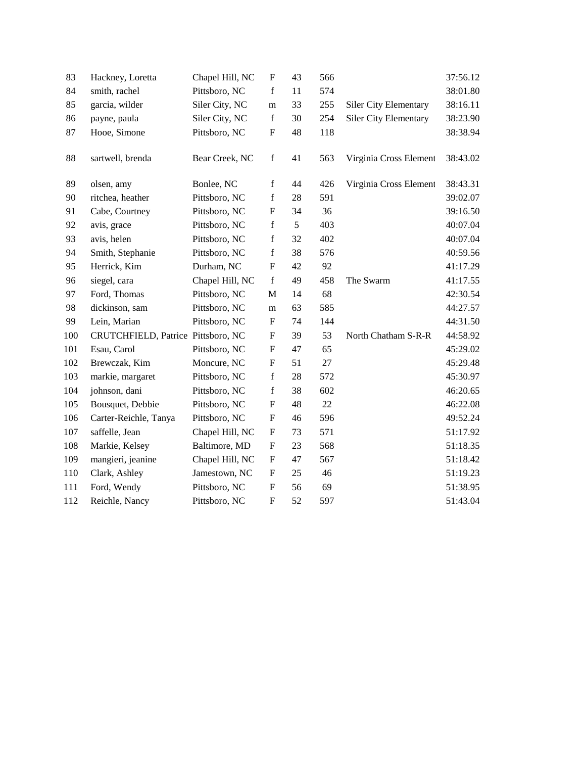| | | | | | | | |
|---|---|---|---|---|---|---|---|
| 83 | Hackney, Loretta | Chapel Hill, NC | F | 43 | 566 | | 37:56.12 |
| 84 | smith, rachel | Pittsboro, NC | f | 11 | 574 | | 38:01.80 |
| 85 | garcia, wilder | Siler City, NC | m | 33 | 255 | Siler City Elementary | 38:16.11 |
| 86 | payne, paula | Siler City, NC | f | 30 | 254 | Siler City Elementary | 38:23.90 |
| 87 | Hooe, Simone | Pittsboro, NC | F | 48 | 118 | | 38:38.94 |
| 88 | sartwell, brenda | Bear Creek, NC | f | 41 | 563 | Virginia Cross Element | 38:43.02 |
| 89 | olsen, amy | Bonlee, NC | f | 44 | 426 | Virginia Cross Element | 38:43.31 |
| 90 | ritchea, heather | Pittsboro, NC | f | 28 | 591 | | 39:02.07 |
| 91 | Cabe, Courtney | Pittsboro, NC | F | 34 | 36 | | 39:16.50 |
| 92 | avis, grace | Pittsboro, NC | f | 5 | 403 | | 40:07.04 |
| 93 | avis, helen | Pittsboro, NC | f | 32 | 402 | | 40:07.04 |
| 94 | Smith, Stephanie | Pittsboro, NC | f | 38 | 576 | | 40:59.56 |
| 95 | Herrick, Kim | Durham, NC | F | 42 | 92 | | 41:17.29 |
| 96 | siegel, cara | Chapel Hill, NC | f | 49 | 458 | The Swarm | 41:17.55 |
| 97 | Ford, Thomas | Pittsboro, NC | M | 14 | 68 | | 42:30.54 |
| 98 | dickinson, sam | Pittsboro, NC | m | 63 | 585 | | 44:27.57 |
| 99 | Lein, Marian | Pittsboro, NC | F | 74 | 144 | | 44:31.50 |
| 100 | CRUTCHFIELD, Patrice | Pittsboro, NC | F | 39 | 53 | North Chatham S-R-R | 44:58.92 |
| 101 | Esau, Carol | Pittsboro, NC | F | 47 | 65 | | 45:29.02 |
| 102 | Brewczak, Kim | Moncure, NC | F | 51 | 27 | | 45:29.48 |
| 103 | markie, margaret | Pittsboro, NC | f | 28 | 572 | | 45:30.97 |
| 104 | johnson, dani | Pittsboro, NC | f | 38 | 602 | | 46:20.65 |
| 105 | Bousquet, Debbie | Pittsboro, NC | F | 48 | 22 | | 46:22.08 |
| 106 | Carter-Reichle, Tanya | Pittsboro, NC | F | 46 | 596 | | 49:52.24 |
| 107 | saffelle, Jean | Chapel Hill, NC | F | 73 | 571 | | 51:17.92 |
| 108 | Markie, Kelsey | Baltimore, MD | F | 23 | 568 | | 51:18.35 |
| 109 | mangieri, jeanine | Chapel Hill, NC | F | 47 | 567 | | 51:18.42 |
| 110 | Clark, Ashley | Jamestown, NC | F | 25 | 46 | | 51:19.23 |
| 111 | Ford, Wendy | Pittsboro, NC | F | 56 | 69 | | 51:38.95 |
| 112 | Reichle, Nancy | Pittsboro, NC | F | 52 | 597 | | 51:43.04 |